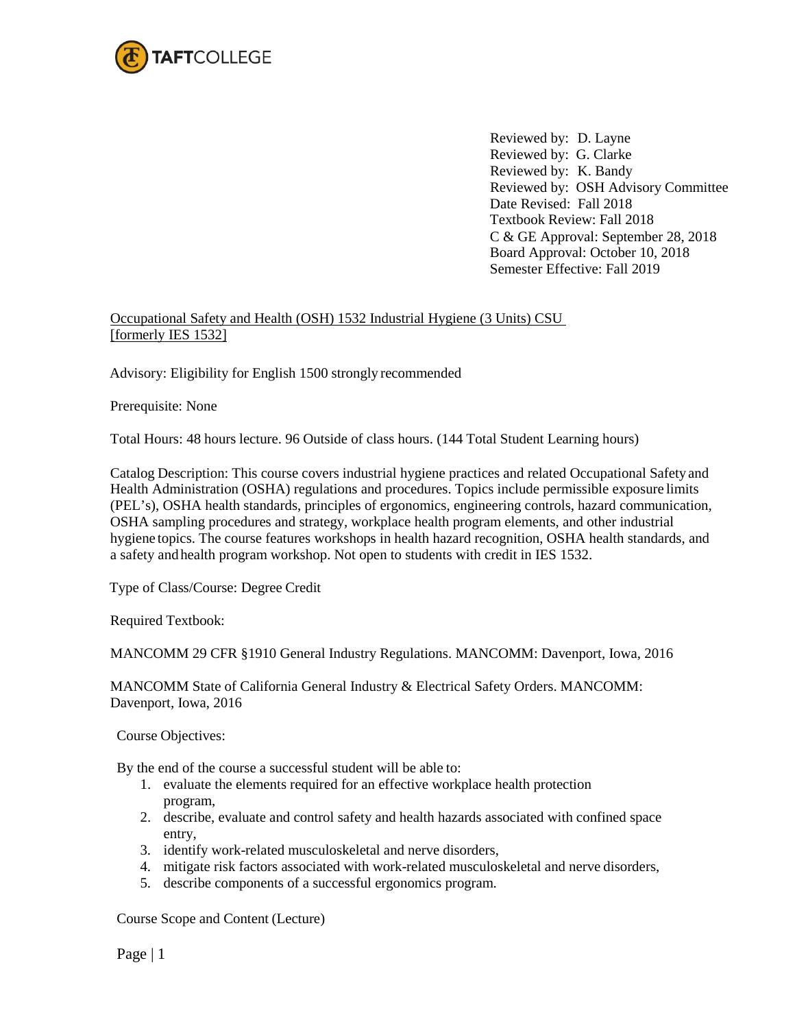Reviewed by: D. Layne
Reviewed by: G. Clarke
Reviewed by: K. Bandy
Reviewed by: OSH Advisory Committee
Date Revised: Fall 2018
Textbook Review: Fall 2018
C & GE Approval: September 28, 2018
Board Approval: October 10, 2018
Semester Effective: Fall 2019

Occupational Safety and Health (OSH) 1532 Industrial Hygiene (3 Units) CSU [formerly IES 1532]

Advisory: Eligibility for English 1500 strongly recommended

Prerequisite: None

Total Hours: 48 hours lecture. 96 Outside of class hours. (144 Total Student Learning hours)

Catalog Description: This course covers industrial hygiene practices and related Occupational Safety and Health Administration (OSHA) regulations and procedures. Topics include permissible exposure limits (PEL's), OSHA health standards, principles of ergonomics, engineering controls, hazard communication, OSHA sampling procedures and strategy, workplace health program elements, and other industrial hygiene topics. The course features workshops in health hazard recognition, OSHA health standards, and a safety and health program workshop. Not open to students with credit in IES 1532.

Type of Class/Course: Degree Credit

Required Textbook:

MANCOMM 29 CFR §1910 General Industry Regulations. MANCOMM: Davenport, Iowa, 2016

MANCOMM State of California General Industry & Electrical Safety Orders. MANCOMM: Davenport, Iowa, 2016

Course Objectives:

By the end of the course a successful student will be able to:

1. evaluate the elements required for an effective workplace health protection program,
2. describe, evaluate and control safety and health hazards associated with confined space entry,
3. identify work-related musculoskeletal and nerve disorders,
4. mitigate risk factors associated with work-related musculoskeletal and nerve disorders,
5. describe components of a successful ergonomics program.

Course Scope and Content (Lecture)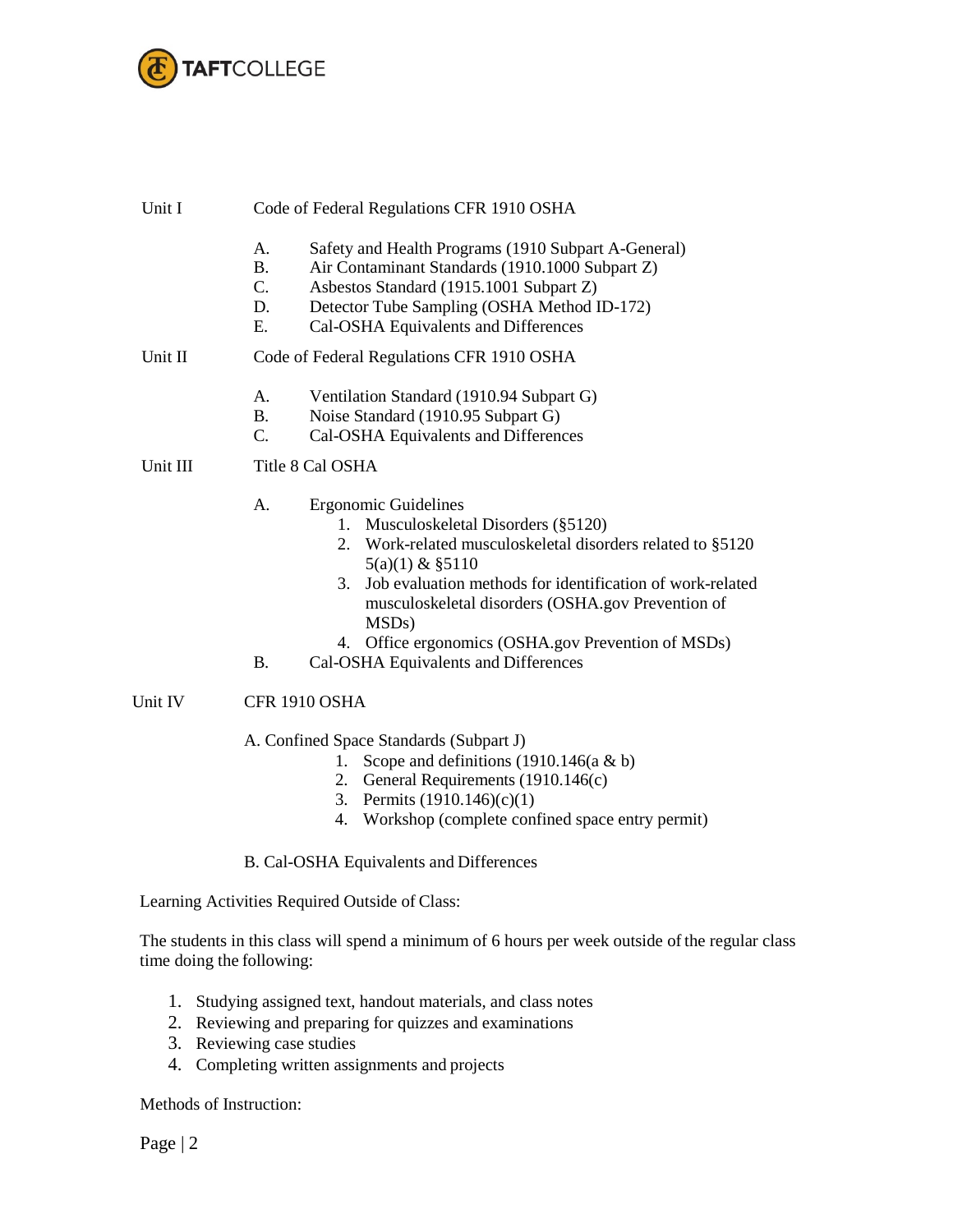Unit I — Code of Federal Regulations CFR 1910 OSHA

- A. Safety and Health Programs (1910 Subpart A-General)
- B. Air Contaminant Standards (1910.1000 Subpart Z)
- C. Asbestos Standard (1915.1001 Subpart Z)
- D. Detector Tube Sampling (OSHA Method ID-172)
- E. Cal-OSHA Equivalents and Differences

Unit II — Code of Federal Regulations CFR 1910 OSHA

- A. Ventilation Standard (1910.94 Subpart G)
- B. Noise Standard (1910.95 Subpart G)
- C. Cal-OSHA Equivalents and Differences

Unit III — Title 8 Cal OSHA

- A. Ergonomic Guidelines
  1. Musculoskeletal Disorders (§5120)
  2. Work-related musculoskeletal disorders related to §5120 5(a)(1) & §5110
  3. Job evaluation methods for identification of work-related musculoskeletal disorders (OSHA.gov Prevention of MSDs)
  4. Office ergonomics (OSHA.gov Prevention of MSDs)
- B. Cal-OSHA Equivalents and Differences

Unit IV — CFR 1910 OSHA

- A. Confined Space Standards (Subpart J)
  1. Scope and definitions (1910.146(a & b)
  2. General Requirements (1910.146(c)
  3. Permits (1910.146)(c)(1)
  4. Workshop (complete confined space entry permit)
- B. Cal-OSHA Equivalents and Differences

Learning Activities Required Outside of Class:

The students in this class will spend a minimum of 6 hours per week outside of the regular class time doing the following:

1. Studying assigned text, handout materials, and class notes
2. Reviewing and preparing for quizzes and examinations
3. Reviewing case studies
4. Completing written assignments and projects

Methods of Instruction: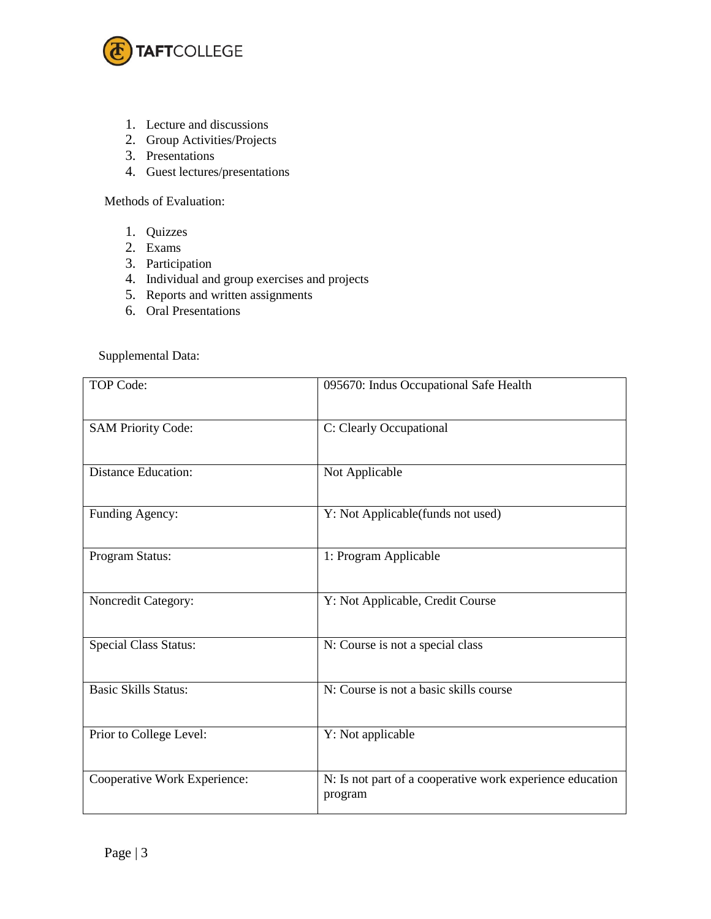1. Lecture and discussions
2. Group Activities/Projects
3. Presentations
4. Guest lectures/presentations

Methods of Evaluation:

1. Quizzes
2. Exams
3. Participation
4. Individual and group exercises and projects
5. Reports and written assignments
6. Oral Presentations

Supplemental Data:

| TOP Code: | 095670: Indus Occupational Safe Health |
| --- | --- |
| SAM Priority Code: | C: Clearly Occupational |
| Distance Education: | Not Applicable |
| Funding Agency: | Y: Not Applicable(funds not used) |
| Program Status: | 1: Program Applicable |
| Noncredit Category: | Y: Not Applicable, Credit Course |
| Special Class Status: | N: Course is not a special class |
| Basic Skills Status: | N: Course is not a basic skills course |
| Prior to College Level: | Y: Not applicable |
| Cooperative Work Experience: | N: Is not part of a cooperative work experience education program |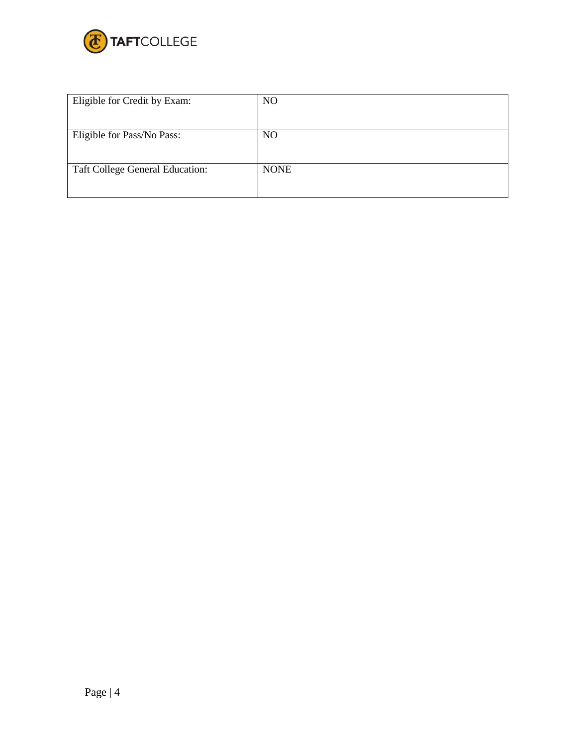| | |
|---|---|
| Eligible for Credit by Exam: | NO |
| Eligible for Pass/No Pass: | NO |
| Taft College General Education: | NONE |